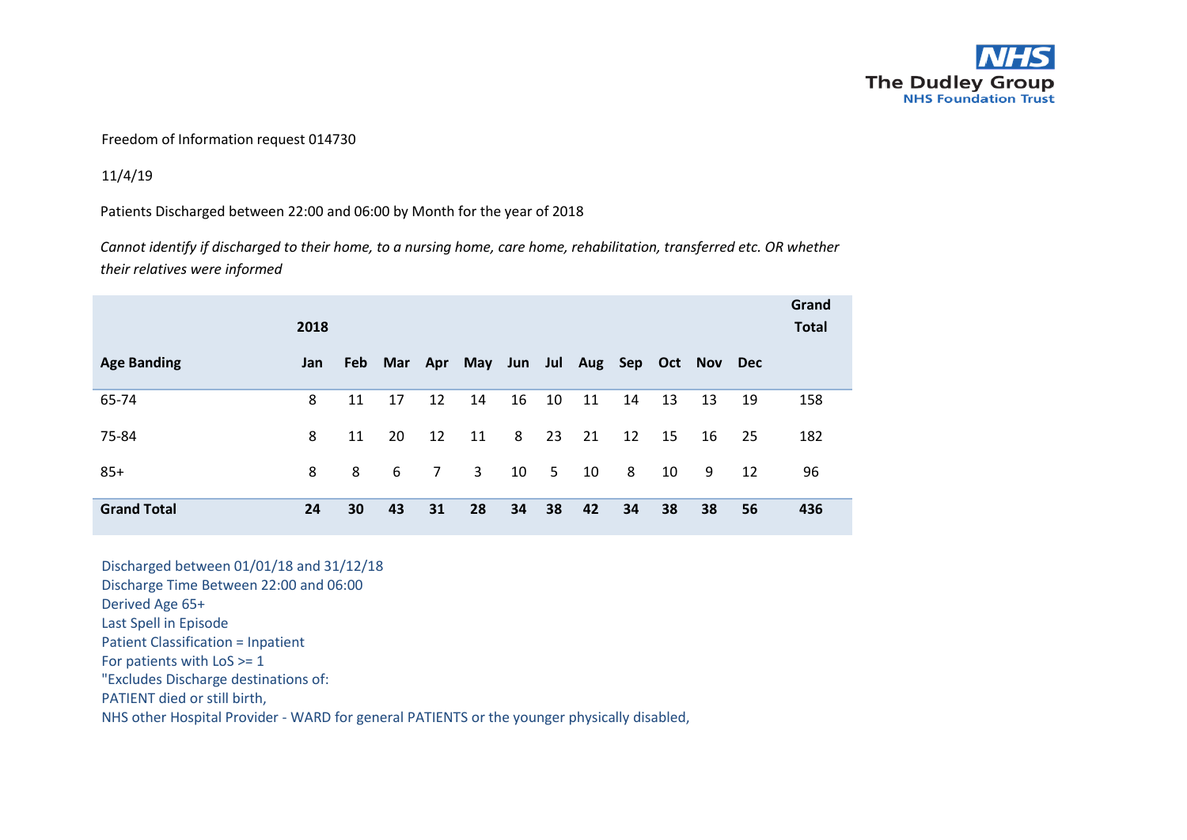The Dudley Group NHS Foundation Trust

Freedom of Information request 014730

11/4/19

Patients Discharged between 22:00 and 06:00 by Month for the year of 2018

*Cannot identify if discharged to their home, to a nursing home, care home, rehabilitation, transferred etc. OR whether their relatives were informed*

| | 2018 | | | | | | | | | | | | Grand Total |
|---|---|---|---|---|---|---|---|---|---|---|---|---|---|
| **Age Banding** | **Jan** | **Feb** | **Mar** | **Apr** | **May** | **Jun** | **Jul** | **Aug** | **Sep** | **Oct** | **Nov** | **Dec** | |
| 65-74 | 8 | 11 | 17 | 12 | 14 | 16 | 10 | 11 | 14 | 13 | 13 | 19 | 158 |
| 75-84 | 8 | 11 | 20 | 12 | 11 | 8 | 23 | 21 | 12 | 15 | 16 | 25 | 182 |
| 85+ | 8 | 8 | 6 | 7 | 3 | 10 | 5 | 10 | 8 | 10 | 9 | 12 | 96 |
| **Grand Total** | **24** | **30** | **43** | **31** | **28** | **34** | **38** | **42** | **34** | **38** | **38** | **56** | **436** |

Discharged between 01/01/18 and 31/12/18
Discharge Time Between 22:00 and 06:00
Derived Age 65+
Last Spell in Episode
Patient Classification = Inpatient
For patients with LoS >= 1
"Excludes Discharge destinations of:
PATIENT died or still birth,
NHS other Hospital Provider - WARD for general PATIENTS or the younger physically disabled,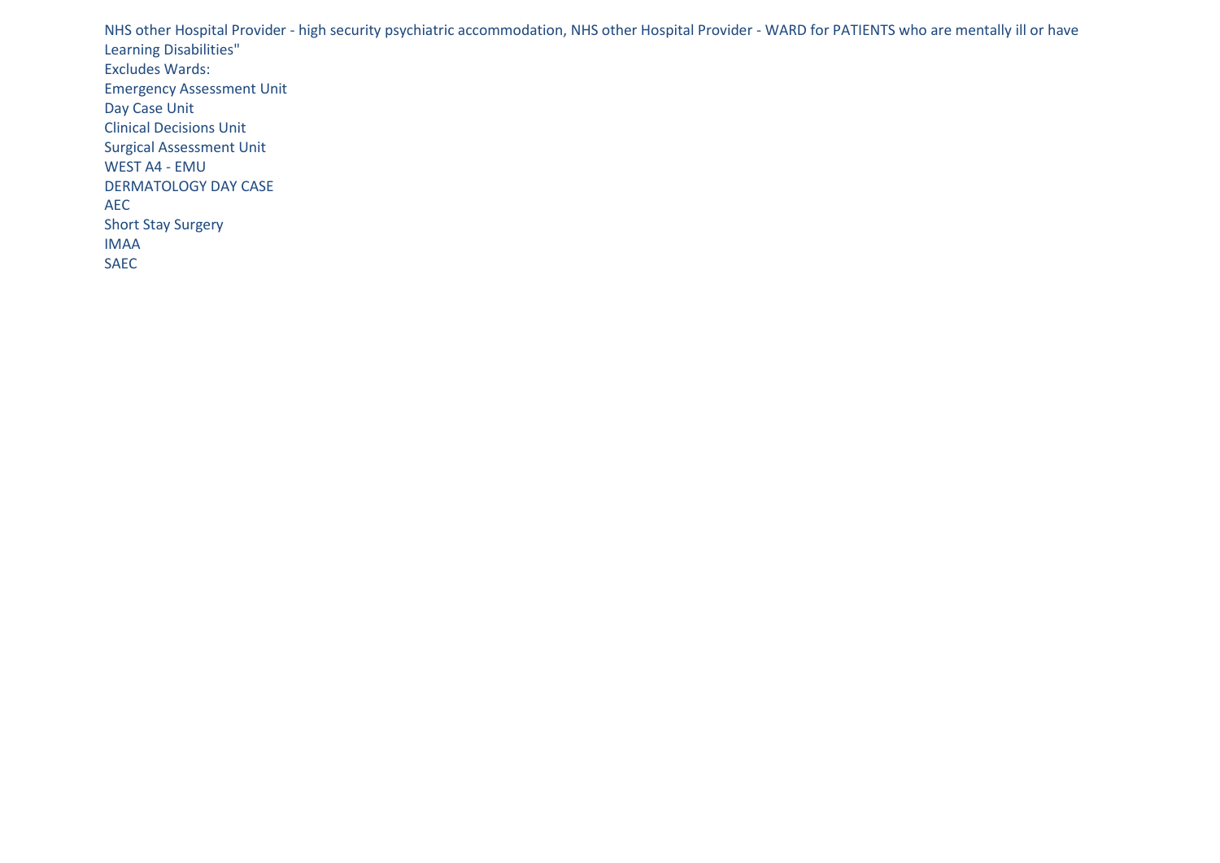NHS other Hospital Provider - high security psychiatric accommodation, NHS other Hospital Provider - WARD for PATIENTS who are mentally ill or have Learning Disabilities"

Excludes Wards:

Emergency Assessment Unit

Day Case Unit

Clinical Decisions Unit

Surgical Assessment Unit

WEST A4 - EMU

DERMATOLOGY DAY CASE

AEC

Short Stay Surgery

IMAA

SAEC